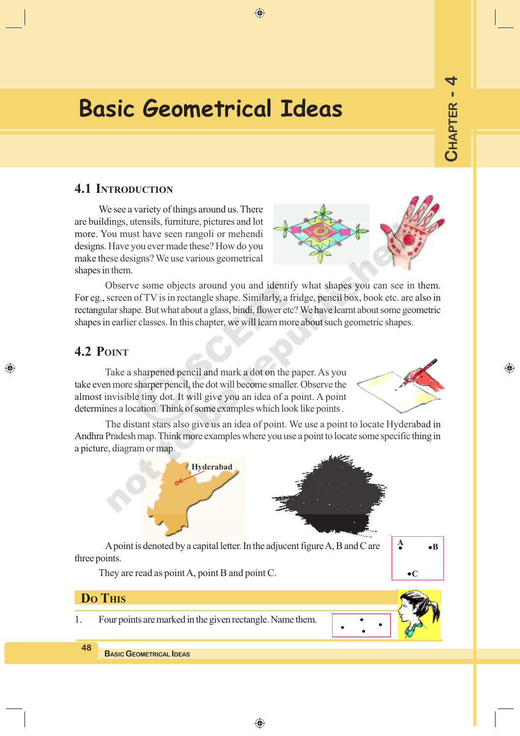# Basic Geometrical Ideas

## 4.1 Introduction

We see a variety of things around us. There are buildings, utensils, furniture, pictures and lot more. You must have seen rangoli or mehendi designs. Have you ever made these? How do you make these designs? We use various geometrical shapes in them.

Observe some objects around you and identify what shapes you can see in them. For eg., screen of TV is in rectangle shape. Similarly, a fridge, pencil box, book etc. are also in rectangular shape. But what about a glass, bindi, flower etc? We have learnt about some geometric shapes in earlier classes. In this chapter, we will learn more about such geometric shapes.

## 4.2 Point

Take a sharpened pencil and mark a dot on the paper. As you take even more sharper pencil, the dot will become smaller. Observe the almost invisible tiny dot. It will give you an idea of a point. A point determines a location. Think of some examples which look like points .

The distant stars also give us an idea of point. We use a point to locate Hyderabad in Andhra Pradesh map. Think more examples where you use a point to locate some specific thing in a picture, diagram or map.

Hyderabad

A point is denoted by a capital letter. In the adjucent figure A, B and C are three points.

They are read as point A, point B and point C.

A •B •C

### Do This

1. Four points are marked in the given rectangle. Name them.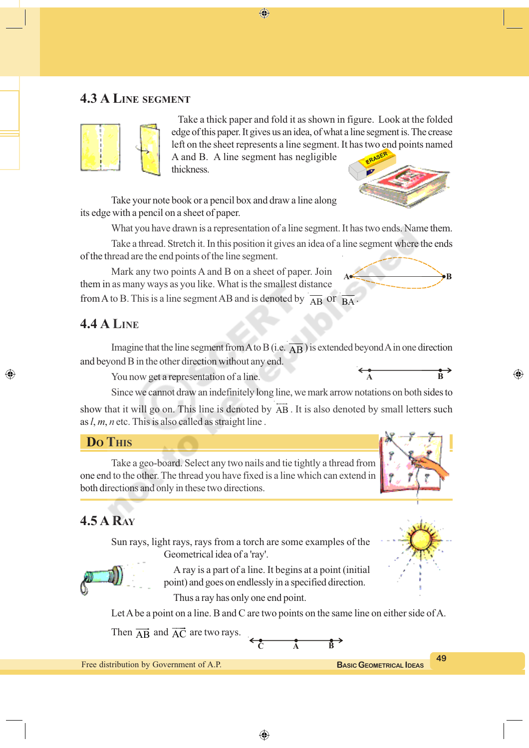## 4.3 A Line Segment

Take a thick paper and fold it as shown in figure. Look at the folded edge of this paper. It gives us an idea, of what a line segment is. The crease left on the sheet represents a line segment. It has two end points named A and B. A line segment has negligible thickness.

Take your note book or a pencil box and draw a line along its edge with a pencil on a sheet of paper.

What you have drawn is a representation of a line segment. It has two ends. Name them.

Take a thread. Stretch it. In this position it gives an idea of a line segment where the ends of the thread are the end points of the line segment.

Mark any two points A and B on a sheet of paper. Join them in as many ways as you like. What is the smallest distance from A to B. This is a line segment AB and is denoted by $\overline{AB}$ or $\overline{BA}$.

## 4.4 A Line

Imagine that the line segment from A to B (i.e. $\overline{AB}$) is extended beyond A in one direction and beyond B in the other direction without any end.

You now get a representation of a line.

Since we cannot draw an indefinitely long line, we mark arrow notations on both sides to show that it will go on. This line is denoted by $\overleftrightarrow{AB}$. It is also denoted by small letters such as *l*, *m*, *n* etc. This is also called as straight line.

### Do This

Take a geo-board. Select any two nails and tie tightly a thread from one end to the other. The thread you have fixed is a line which can extend in both directions and only in these two directions.

## 4.5 A Ray

Sun rays, light rays, rays from a torch are some examples of the Geometrical idea of a 'ray'.

A ray is a part of a line. It begins at a point (initial point) and goes on endlessly in a specified direction.

Thus a ray has only one end point.

Let A be a point on a line. B and C are two points on the same line on either side of A.

Then $\overrightarrow{AB}$ and $\overrightarrow{AC}$ are two rays.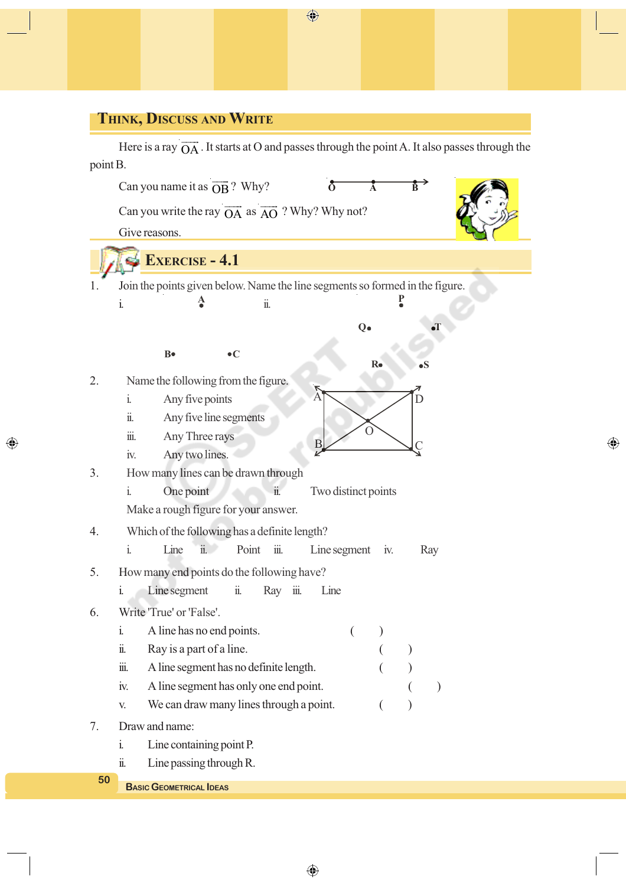## Think, Discuss and Write

Here is a ray $\overrightarrow{OA}$. It starts at O and passes through the point A. It also passes through the point B.

Can you name it as $\overrightarrow{OB}$? Why?

Can you write the ray $\overrightarrow{OA}$ as $\overrightarrow{AO}$ ? Why? Why not?

Give reasons.

## Exercise - 4.1

1. Join the points given below. Name the line segments so formed in the figure.
   i. A, B, C
   ii. P, Q, T, R, S

2. Name the following from the figure.
   i. Any five points
   ii. Any five line segments
   iii. Any Three rays
   iv. Any two lines.

3. How many lines can be drawn through
   i. One point
   ii. Two distinct points

   Make a rough figure for your answer.

4. Which of the following has a definite length?
   i. Line  ii. Point  iii. Line segment  iv. Ray

5. How many end points do the following have?
   i. Line segment  ii. Ray  iii. Line

6. Write 'True' or 'False'.
   i. A line has no end points. (   )
   ii. Ray is a part of a line. (   )
   iii. A line segment has no definite length. (   )
   iv. A line segment has only one end point. (   )
   v. We can draw many lines through a point. (   )

7. Draw and name:
   i. Line containing point P.
   ii. Line passing through R.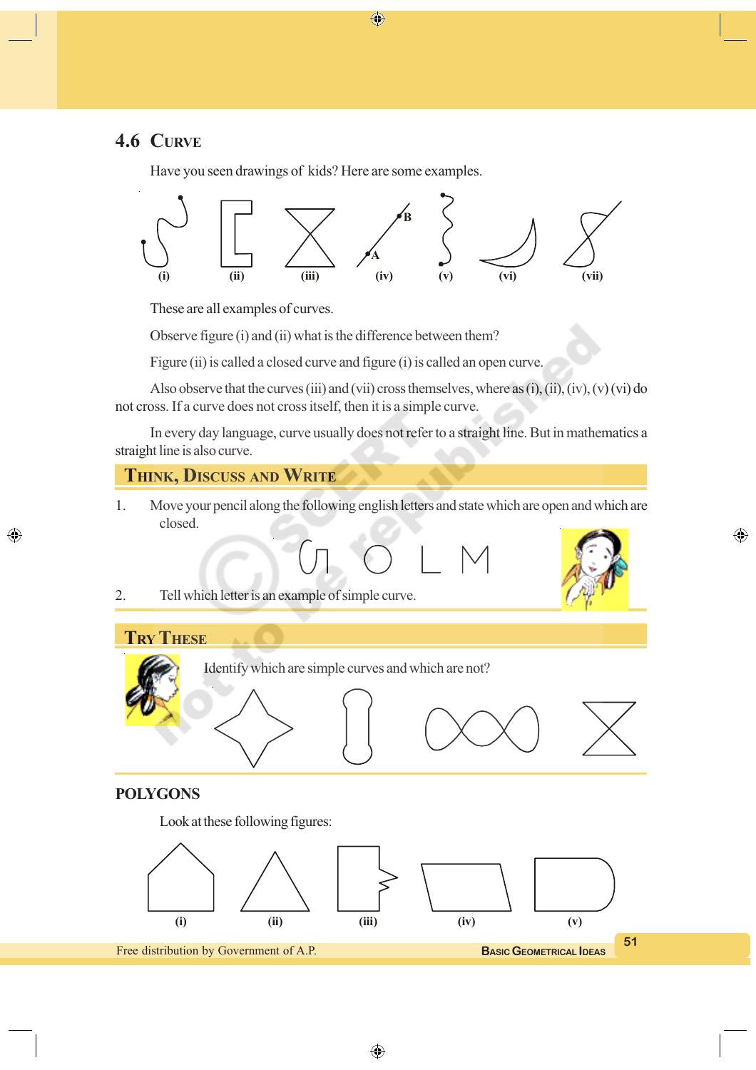## 4.6 Curve

Have you seen drawings of kids? Here are some examples.

(i) (ii) (iii) (iv) (v) (vi) (vii)

These are all examples of curves.

Observe figure (i) and (ii) what is the difference between them?

Figure (ii) is called a closed curve and figure (i) is called an open curve.

Also observe that the curves (iii) and (vii) cross themselves, where as (i), (ii), (iv), (v) (vi) do not cross. If a curve does not cross itself, then it is a simple curve.

In every day language, curve usually does not refer to a straight line. But in mathematics a straight line is also curve.

### Think, Discuss and Write

1. Move your pencil along the following english letters and state which are open and which are closed.

   G O L M

2. Tell which letter is an example of simple curve.

### Try These

Identify which are simple curves and which are not?

## POLYGONS

Look at these following figures:

(i) (ii) (iii) (iv) (v)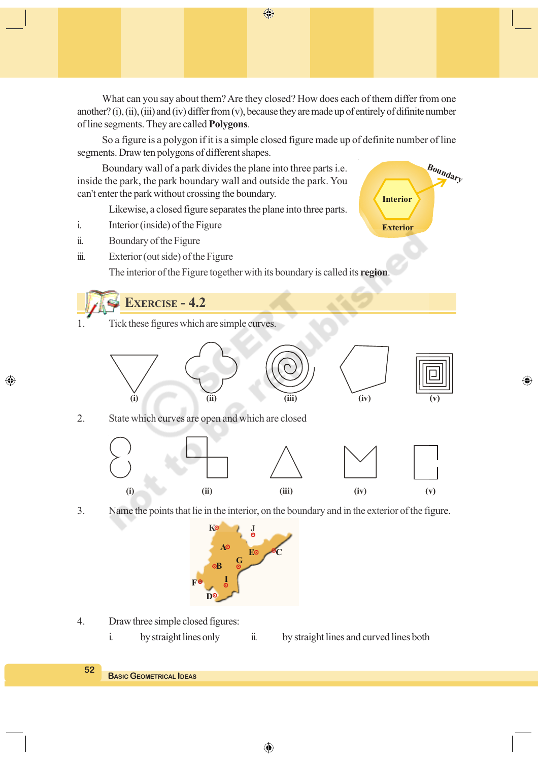What can you say about them? Are they closed? How does each of them differ from one another? (i), (ii), (iii) and (iv) differ from (v), because they are made up of entirely of difinite number of line segments. They are called **Polygons**.

So a figure is a polygon if it is a simple closed figure made up of definite number of line segments. Draw ten polygons of different shapes.

Boundary wall of a park divides the plane into three parts i.e. inside the park, the park boundary wall and outside the park. You can't enter the park without crossing the boundary.

Likewise, a closed figure separates the plane into three parts.

i. Interior (inside) of the Figure

ii. Boundary of the Figure

iii. Exterior (out side) of the Figure

The interior of the Figure together with its boundary is called its **region**.

## Exercise - 4.2

1. Tick these figures which are simple curves.

(i) (ii) (iii) (iv) (v)

2. State which curves are open and which are closed

(i) (ii) (iii) (iv) (v)

3. Name the points that lie in the interior, on the boundary and in the exterior of the figure.

4. Draw three simple closed figures:

i. by straight lines only    ii. by straight lines and curved lines both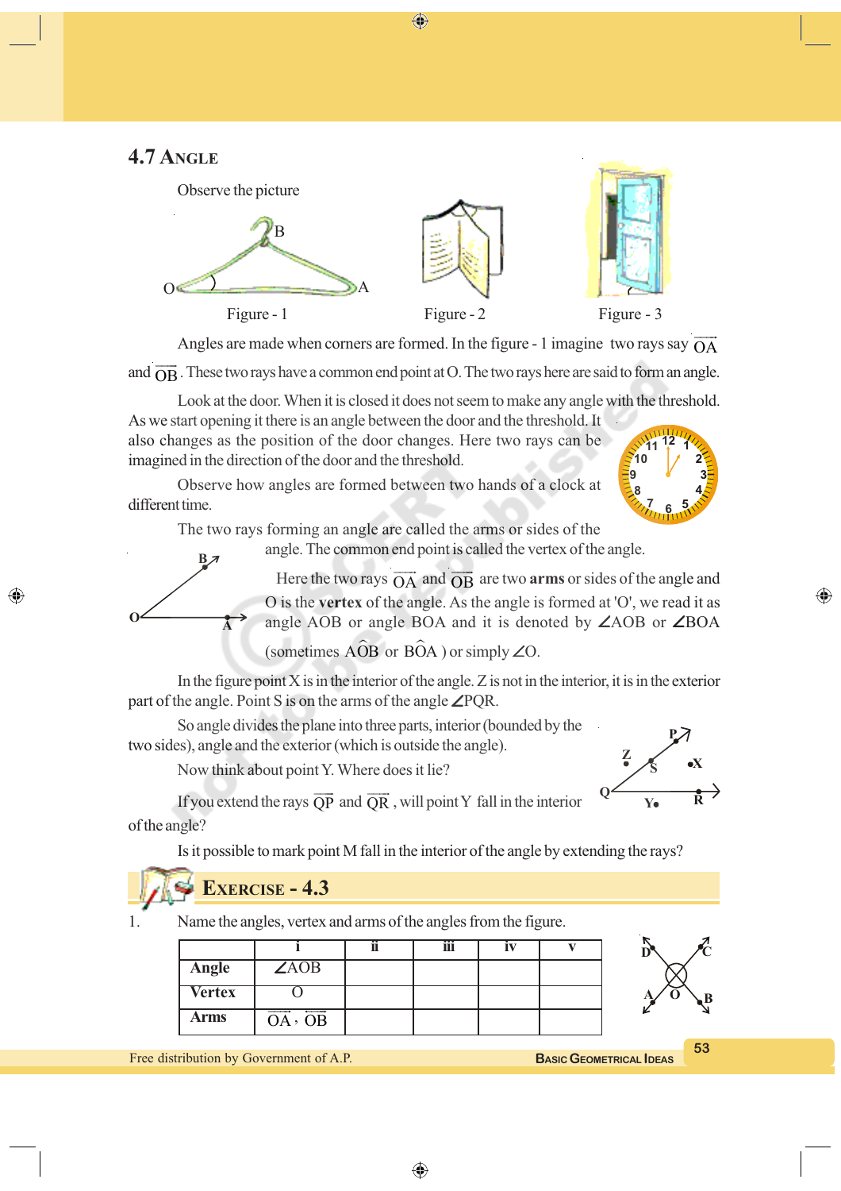## 4.7 Angle

Observe the picture

Figure - 1 Figure - 2 Figure - 3

Angles are made when corners are formed. In the figure - 1 imagine two rays say $\overrightarrow{OA}$ and $\overrightarrow{OB}$. These two rays have a common end point at O. The two rays here are said to form an angle.

Look at the door. When it is closed it does not seem to make any angle with the threshold. As we start opening it there is an angle between the door and the threshold. It also changes as the position of the door changes. Here two rays can be imagined in the direction of the door and the threshold.

Observe how angles are formed between two hands of a clock at different time.

The two rays forming an angle are called the arms or sides of the angle. The common end point is called the vertex of the angle.

Here the two rays $\overrightarrow{OA}$ and $\overrightarrow{OB}$ are two **arms** or sides of the angle and O is the **vertex** of the angle. As the angle is formed at 'O', we read it as angle AOB or angle BOA and it is denoted by ∠AOB or ∠BOA (sometimes $A\hat{O}B$ or $B\hat{O}A$ ) or simply ∠O.

In the figure point X is in the interior of the angle. Z is not in the interior, it is in the exterior part of the angle. Point S is on the arms of the angle ∠PQR.

So angle divides the plane into three parts, interior (bounded by the two sides), angle and the exterior (which is outside the angle).

Now think about point Y. Where does it lie?

If you extend the rays $\overrightarrow{QP}$ and $\overrightarrow{QR}$, will point Y fall in the interior of the angle?

Is it possible to mark point M fall in the interior of the angle by extending the rays?

## Exercise - 4.3

1. Name the angles, vertex and arms of the angles from the figure.

| | i | ii | iii | iv | v |
|---|---|---|---|---|---|
| **Angle** | ∠AOB | | | | |
| **Vertex** | O | | | | |
| **Arms** | $\overrightarrow{OA}$, $\overrightarrow{OB}$ | | | | |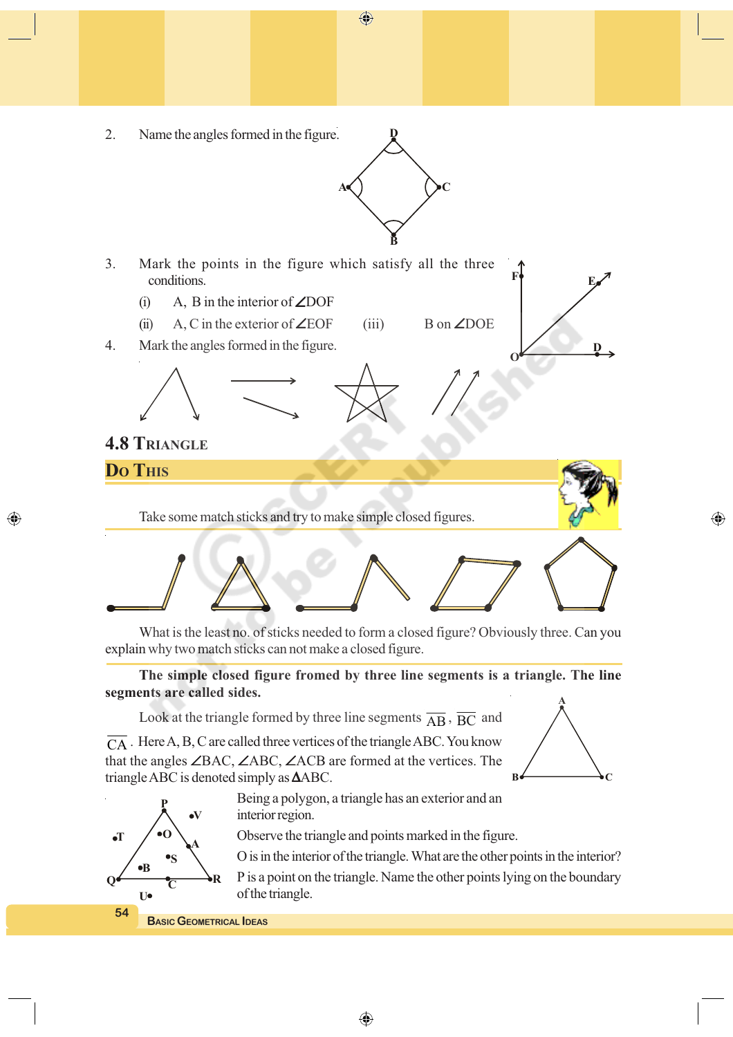2. Name the angles formed in the figure.

3. Mark the points in the figure which satisfy all the three conditions.
   (i) A, B in the interior of ∠DOF
   (ii) A, C in the exterior of ∠EOF (iii) B on ∠DOE

4. Mark the angles formed in the figure.

## 4.8 Triangle

### Do This

Take some match sticks and try to make simple closed figures.

What is the least no. of sticks needed to form a closed figure? Obviously three. Can you explain why two match sticks can not make a closed figure.

**The simple closed figure fromed by three line segments is a triangle. The line segments are called sides.**

Look at the triangle formed by three line segments $\overline{AB}$, $\overline{BC}$ and $\overline{CA}$. Here A, B, C are called three vertices of the triangle ABC. You know that the angles ∠BAC, ∠ABC, ∠ACB are formed at the vertices. The triangle ABC is denoted simply as ΔABC.

Being a polygon, a triangle has an exterior and an interior region.

Observe the triangle and points marked in the figure.

O is in the interior of the triangle. What are the other points in the interior?

P is a point on the triangle. Name the other points lying on the boundary of the triangle.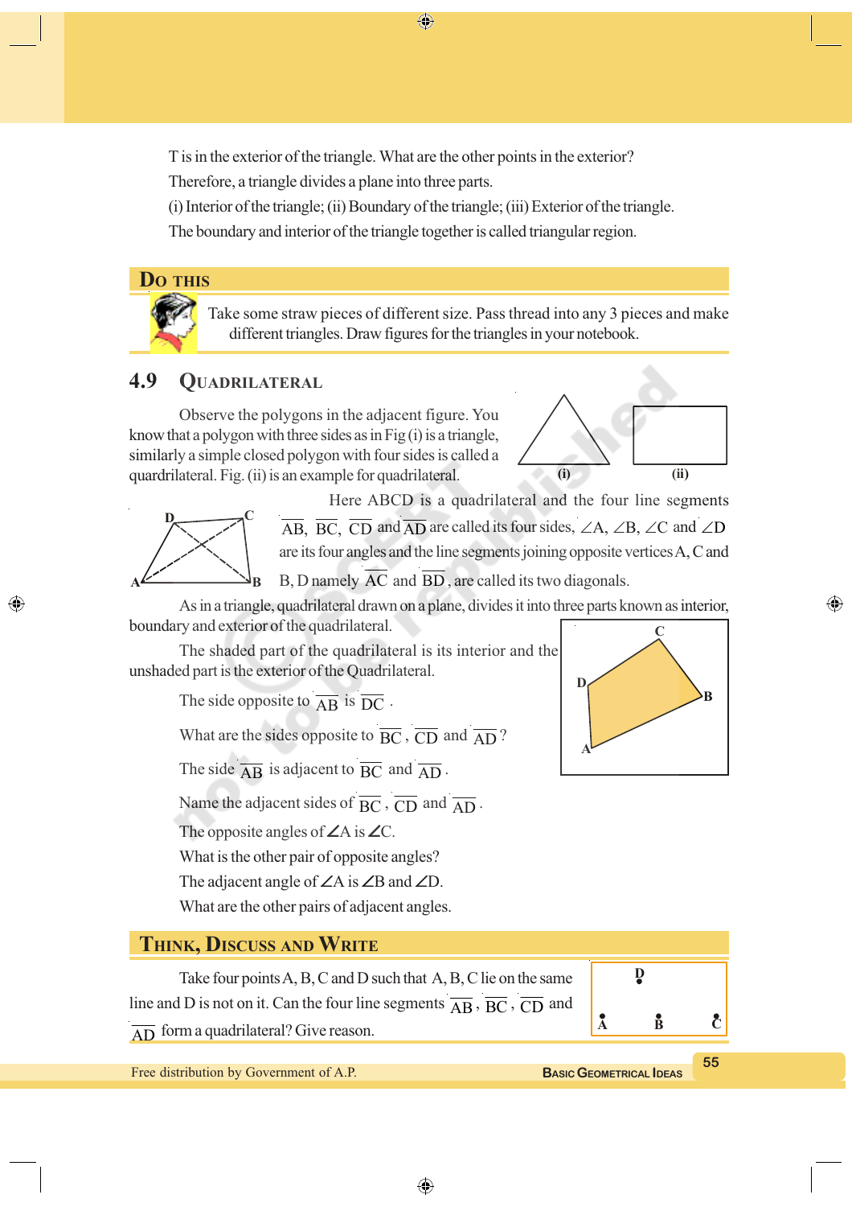T is in the exterior of the triangle. What are the other points in the exterior?

Therefore, a triangle divides a plane into three parts.

(i) Interior of the triangle; (ii) Boundary of the triangle; (iii) Exterior of the triangle.

The boundary and interior of the triangle together is called triangular region.

## Do This

Take some straw pieces of different size. Pass thread into any 3 pieces and make different triangles. Draw figures for the triangles in your notebook.

## 4.9 Quadrilateral

Observe the polygons in the adjacent figure. You know that a polygon with three sides as in Fig (i) is a triangle, similarly a simple closed polygon with four sides is called a quadrilateral. Fig. (ii) is an example for quadrilateral.

(i) (ii)

Here ABCD is a quadrilateral and the four line segments $\overline{AB}$, $\overline{BC}$, $\overline{CD}$ and $\overline{AD}$ are called its four sides, $\angle A$, $\angle B$, $\angle C$ and $\angle D$ are its four angles and the line segments joining opposite vertices A, C and B, D namely $\overline{AC}$ and $\overline{BD}$, are called its two diagonals.

As in a triangle, quadrilateral drawn on a plane, divides it into three parts known as interior, boundary and exterior of the quadrilateral.

The shaded part of the quadrilateral is its interior and the unshaded part is the exterior of the Quadrilateral.

The side opposite to $\overline{AB}$ is $\overline{DC}$.

What are the sides opposite to $\overline{BC}$, $\overline{CD}$ and $\overline{AD}$?

The side $\overline{AB}$ is adjacent to $\overline{BC}$ and $\overline{AD}$.

Name the adjacent sides of $\overline{BC}$, $\overline{CD}$ and $\overline{AD}$.

The opposite angles of $\angle A$ is $\angle C$.

What is the other pair of opposite angles?

The adjacent angle of $\angle A$ is $\angle B$ and $\angle D$.

What are the other pairs of adjacent angles.

## Think, Discuss and Write

Take four points A, B, C and D such that A, B, C lie on the same line and D is not on it. Can the four line segments $\overline{AB}$, $\overline{BC}$, $\overline{CD}$ and $\overline{AD}$ form a quadrilateral? Give reason.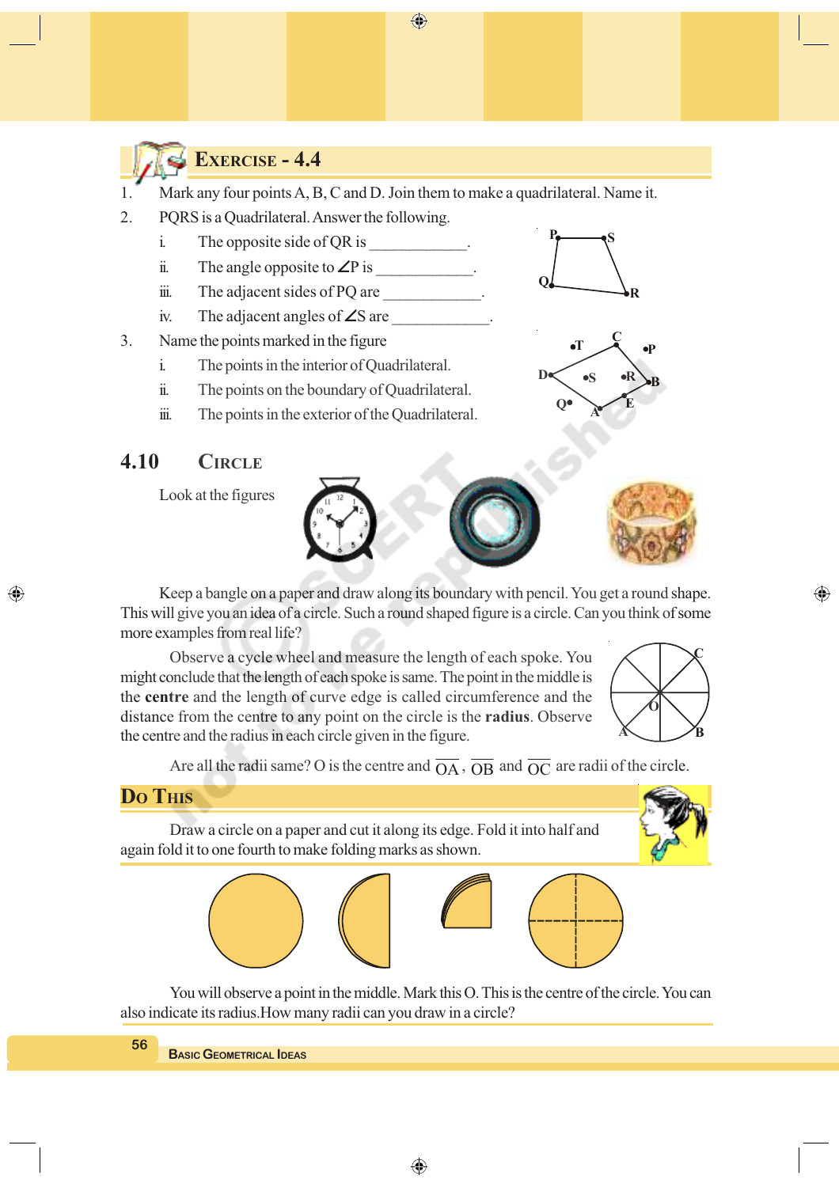## Exercise - 4.4

1. Mark any four points A, B, C and D. Join them to make a quadrilateral. Name it.
2. PQRS is a Quadrilateral. Answer the following.
   - i. The opposite side of QR is ____________.
   - ii. The angle opposite to ∠P is ____________.
   - iii. The adjacent sides of PQ are ____________.
   - iv. The adjacent angles of ∠S are ____________.
3. Name the points marked in the figure
   - i. The points in the interior of Quadrilateral.
   - ii. The points on the boundary of Quadrilateral.
   - iii. The points in the exterior of the Quadrilateral.

## 4.10 Circle

Look at the figures

Keep a bangle on a paper and draw along its boundary with pencil. You get a round shape. This will give you an idea of a circle. Such a round shaped figure is a circle. Can you think of some more examples from real life?

Observe a cycle wheel and measure the length of each spoke. You might conclude that the length of each spoke is same. The point in the middle is the **centre** and the length of curve edge is called circumference and the distance from the centre to any point on the circle is the **radius**. Observe the centre and the radius in each circle given in the figure.

Are all the radii same? O is the centre and $\overline{OA}$, $\overline{OB}$ and $\overline{OC}$ are radii of the circle.

### Do This

Draw a circle on a paper and cut it along its edge. Fold it into half and again fold it to one fourth to make folding marks as shown.

You will observe a point in the middle. Mark this O. This is the centre of the circle. You can also indicate its radius. How many radii can you draw in a circle?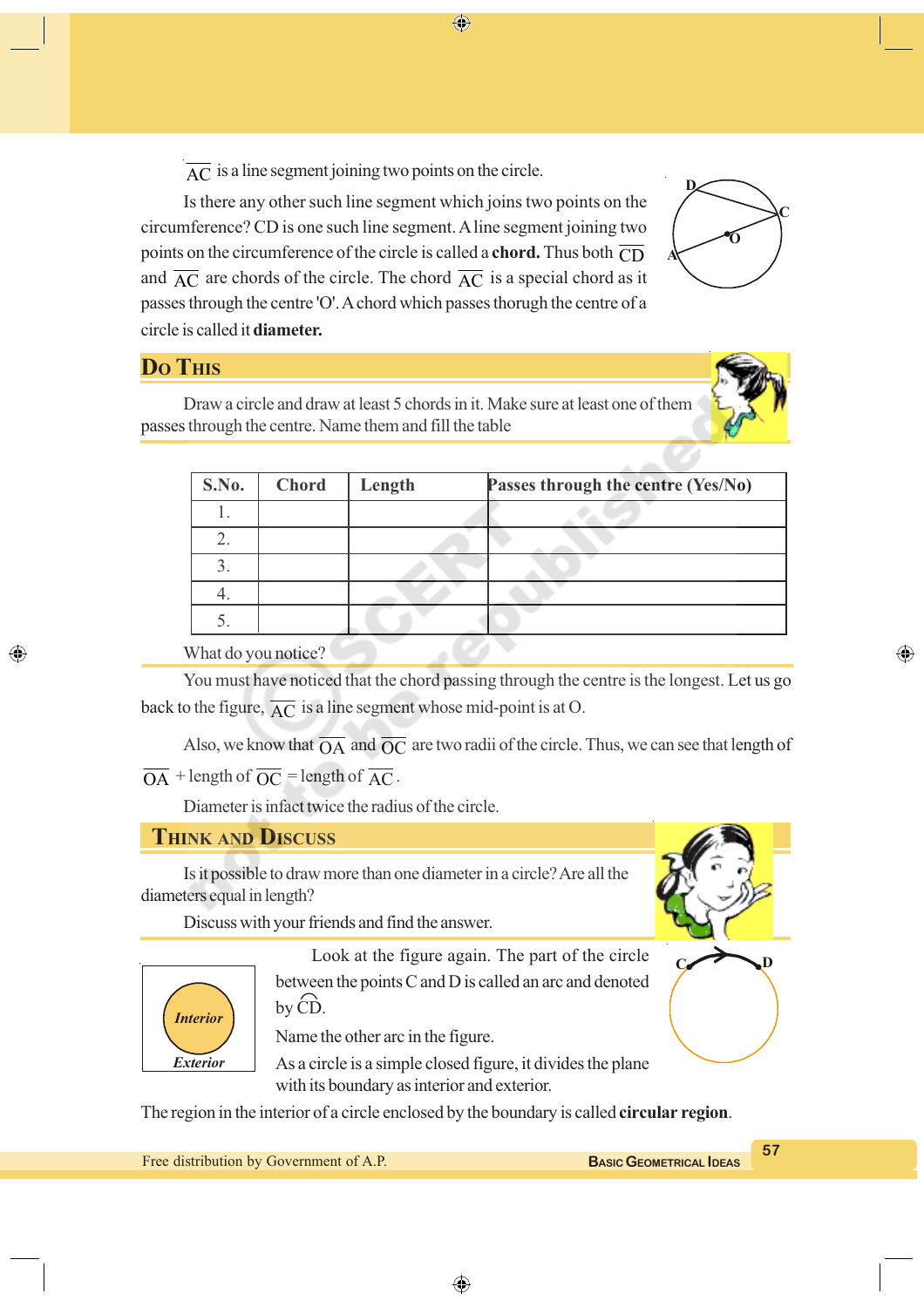$\overline{AC}$ is a line segment joining two points on the circle.

Is there any other such line segment which joins two points on the circumference? CD is one such line segment. A line segment joining two points on the circumference of the circle is called a **chord.** Thus both $\overline{CD}$ and $\overline{AC}$ are chords of the circle. The chord $\overline{AC}$ is a special chord as it passes through the centre 'O'. A chord which passes thorugh the centre of a circle is called it **diameter.**

## Do This

Draw a circle and draw at least 5 chords in it. Make sure at least one of them passes through the centre. Name them and fill the table

| S.No. | Chord | Length | Passes through the centre (Yes/No) |
|---|---|---|---|
| 1. | | | |
| 2. | | | |
| 3. | | | |
| 4. | | | |
| 5. | | | |

What do you notice?

You must have noticed that the chord passing through the centre is the longest. Let us go back to the figure, $\overline{AC}$ is a line segment whose mid-point is at O.

Also, we know that $\overline{OA}$ and $\overline{OC}$ are two radii of the circle. Thus, we can see that length of $\overline{OA}$ + length of $\overline{OC}$ = length of $\overline{AC}$.

Diameter is infact twice the radius of the circle.

## Think and Discuss

Is it possible to draw more than one diameter in a circle? Are all the diameters equal in length?

Discuss with your friends and find the answer.

Look at the figure again. The part of the circle between the points C and D is called an arc and denoted by $\overset{\frown}{CD}$.

Name the other arc in the figure.

As a circle is a simple closed figure, it divides the plane with its boundary as interior and exterior.

The region in the interior of a circle enclosed by the boundary is called **circular region**.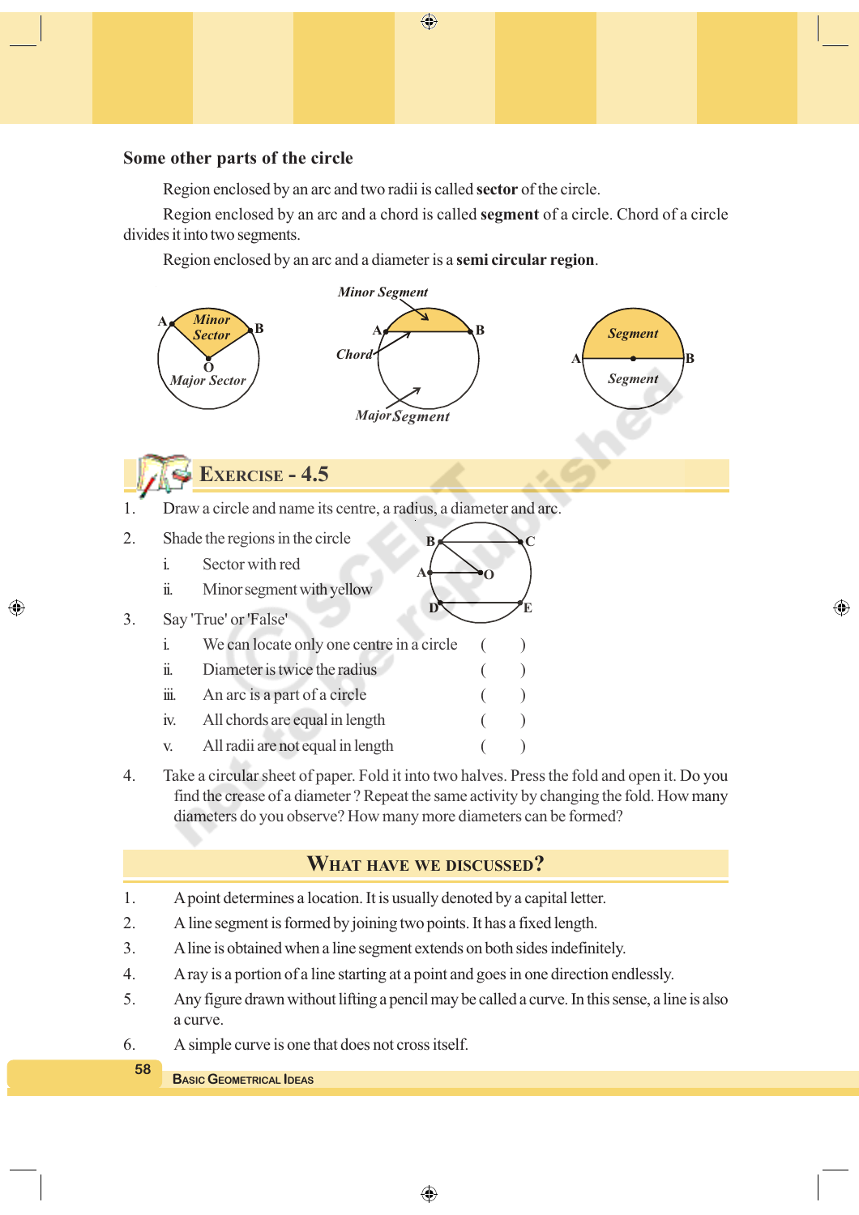## Some other parts of the circle

Region enclosed by an arc and two radii is called **sector** of the circle.

Region enclosed by an arc and a chord is called **segment** of a circle. Chord of a circle divides it into two segments.

Region enclosed by an arc and a diameter is a **semi circular region**.

## EXERCISE - 4.5

1. Draw a circle and name its centre, a radius, a diameter and arc.
2. Shade the regions in the circle
   i. Sector with red
   ii. Minor segment with yellow
3. Say 'True' or 'False'
   i. We can locate only one centre in a circle ( )
   ii. Diameter is twice the radius ( )
   iii. An arc is a part of a circle ( )
   iv. All chords are equal in length ( )
   v. All radii are not equal in length ( )
4. Take a circular sheet of paper. Fold it into two halves. Press the fold and open it. Do you find the crease of a diameter ? Repeat the same activity by changing the fold. How many diameters do you observe? How many more diameters can be formed?

## WHAT HAVE WE DISCUSSED?

1. A point determines a location. It is usually denoted by a capital letter.
2. A line segment is formed by joining two points. It has a fixed length.
3. A line is obtained when a line segment extends on both sides indefinitely.
4. A ray is a portion of a line starting at a point and goes in one direction endlessly.
5. Any figure drawn without lifting a pencil may be called a curve. In this sense, a line is also a curve.
6. A simple curve is one that does not cross itself.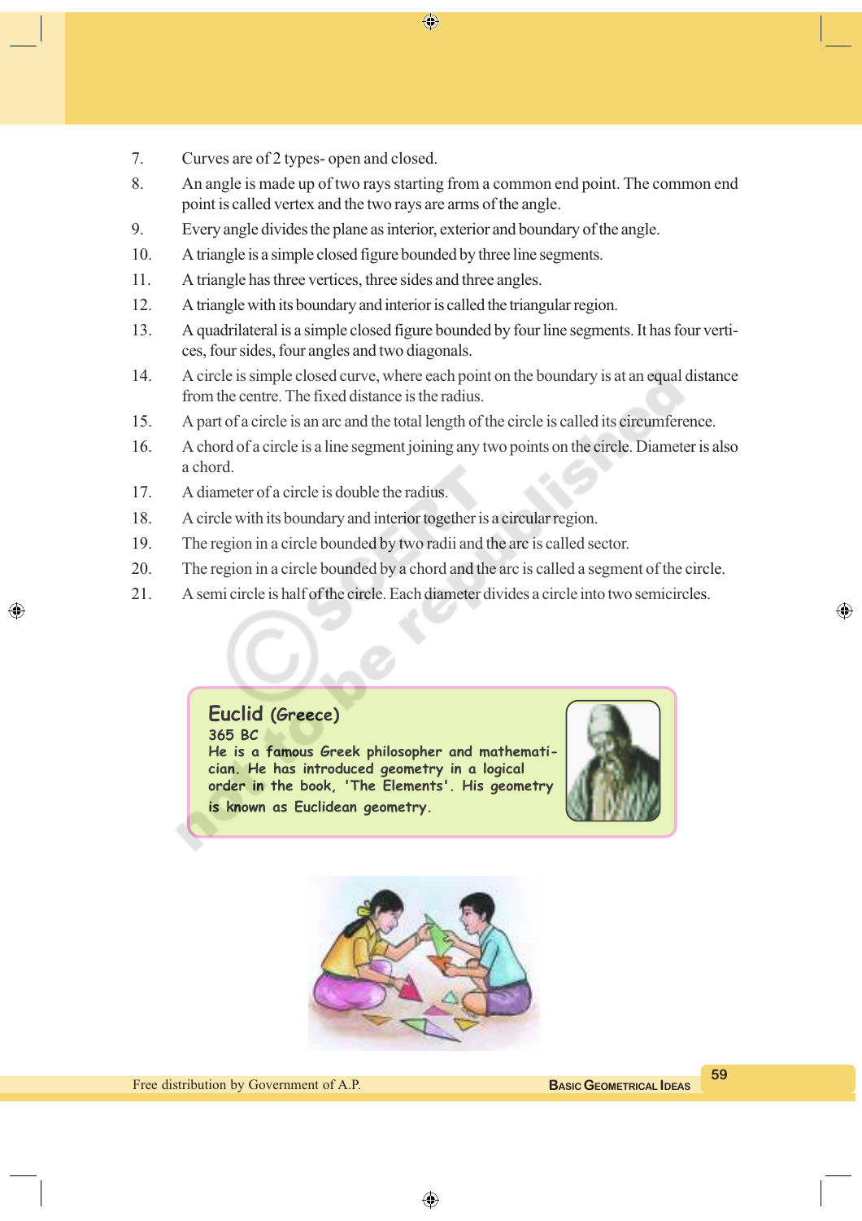7. Curves are of 2 types- open and closed.
8. An angle is made up of two rays starting from a common end point. The common end point is called vertex and the two rays are arms of the angle.
9. Every angle divides the plane as interior, exterior and boundary of the angle.
10. A triangle is a simple closed figure bounded by three line segments.
11. A triangle has three vertices, three sides and three angles.
12. A triangle with its boundary and interior is called the triangular region.
13. A quadrilateral is a simple closed figure bounded by four line segments. It has four vertices, four sides, four angles and two diagonals.
14. A circle is simple closed curve, where each point on the boundary is at an equal distance from the centre. The fixed distance is the radius.
15. A part of a circle is an arc and the total length of the circle is called its circumference.
16. A chord of a circle is a line segment joining any two points on the circle. Diameter is also a chord.
17. A diameter of a circle is double the radius.
18. A circle with its boundary and interior together is a circular region.
19. The region in a circle bounded by two radii and the arc is called sector.
20. The region in a circle bounded by a chord and the arc is called a segment of the circle.
21. A semi circle is half of the circle. Each diameter divides a circle into two semicircles.

**Euclid (Greece)**
365 BC
He is a famous Greek philosopher and mathematician. He has introduced geometry in a logical order in the book, 'The Elements'. His geometry is known as Euclidean geometry.